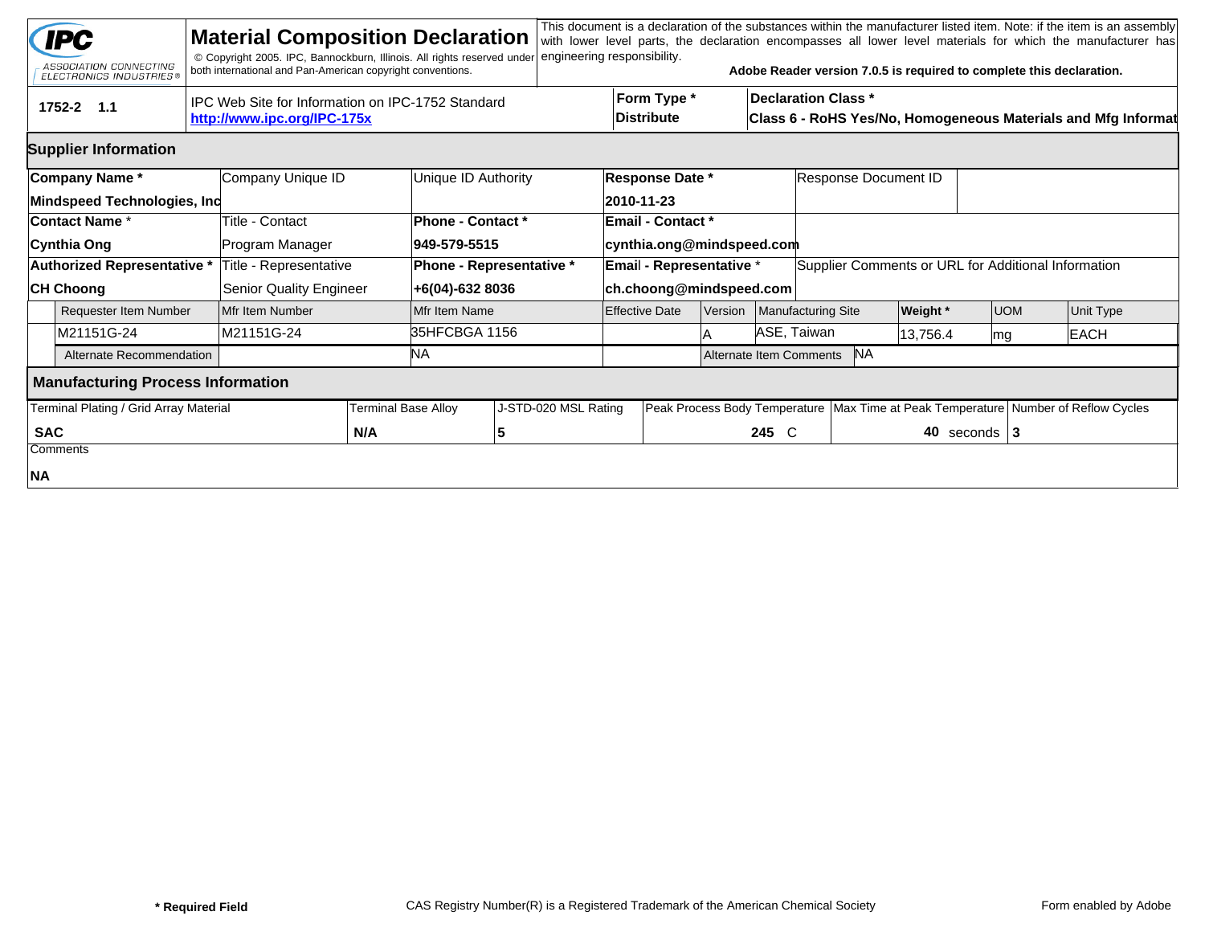# Material Composition Declaration

IPC — ASSOCIATION CONNECTING ELECTRONICS INDUSTRIES®

© Copyright 2005. IPC, Bannockburn, Illinois. All rights reserved under both international and Pan-American copyright conventions.

This document is a declaration of the substances within the manufacturer listed item. Note: if the item is an assembly with lower level parts, the declaration encompasses all lower level materials for which the manufacturer has engineering responsibility.

**Adobe Reader version 7.0.5 is required to complete this declaration.**

| 1752-2 1.1 | IPC Web Site for Information on IPC-1752 Standard **http://www.ipc.org/IPC-175x** | **Form Type *** **Distribute** | **Declaration Class *** **Class 6 - RoHS Yes/No, Homogeneous Materials and Mfg Informat** |
|---|---|---|---|

## Supplier Information

| **Company Name *** | Company Unique ID | Unique ID Authority | **Response Date *** | Response Document ID |
|---|---|---|---|---|
| **Mindspeed Technologies, Inc** | | | **2010-11-23** | |
| **Contact Name *** | Title - Contact | **Phone - Contact *** | **Email - Contact *** | |
| **Cynthia Ong** | Program Manager | **949-579-5515** | **cynthia.ong@mindspeed.com** | |
| **Authorized Representative *** | Title - Representative | **Phone - Representative *** | **Email - Representative *** | Supplier Comments or URL for Additional Information |
| **CH Choong** | Senior Quality Engineer | **+6(04)-632 8036** | **ch.choong@mindspeed.com** | |

| Requester Item Number | Mfr Item Number | Mfr Item Name | Effective Date | Version | Manufacturing Site | **Weight *** | UOM | Unit Type |
|---|---|---|---|---|---|---|---|---|
| M21151G-24 | M21151G-24 | 35HFCBGA 1156 | | A | ASE, Taiwan | 13,756.4 | mg | EACH |
| Alternate Recommendation | | NA | | Alternate Item Comments | NA | | | |

## Manufacturing Process Information

| Terminal Plating / Grid Array Material | Terminal Base Alloy | J-STD-020 MSL Rating | Peak Process Body Temperature | Max Time at Peak Temperature | Number of Reflow Cycles |
|---|---|---|---|---|---|
| **SAC** | **N/A** | **5** | **245** C | **40** seconds | **3** |

Comments

**NA**

**\* Required Field**

CAS Registry Number(R) is a Registered Trademark of the American Chemical Society

Form enabled by Adobe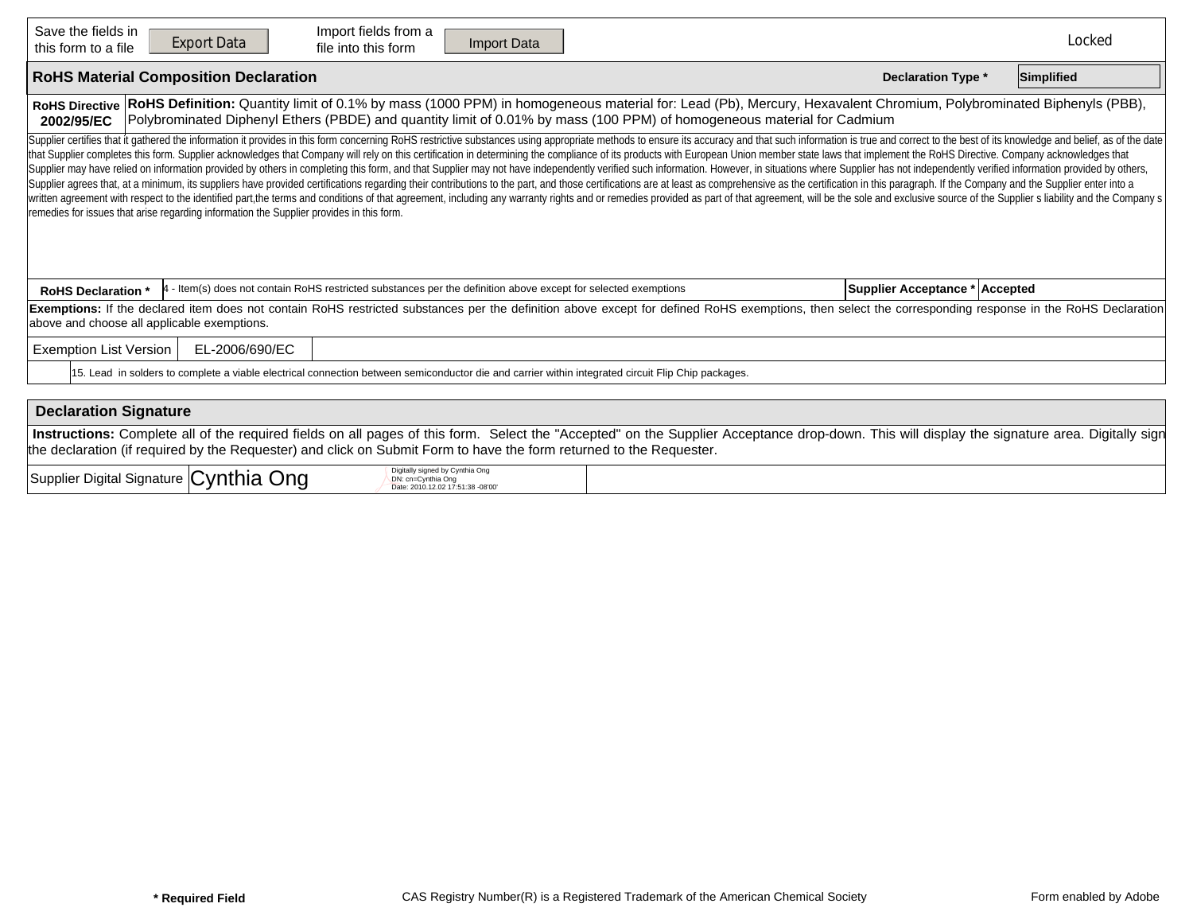Save the fields in this form to a file | Export Data | Import fields from a file into this form | Import Data | Locked

## RoHS Material Composition Declaration

**Declaration Type *** Simplified

| **RoHS Directive 2002/95/EC** | **RoHS Definition:** Quantity limit of 0.1% by mass (1000 PPM) in homogeneous material for: Lead (Pb), Mercury, Hexavalent Chromium, Polybrominated Biphenyls (PBB), Polybrominated Diphenyl Ethers (PBDE) and quantity limit of 0.01% by mass (100 PPM) of homogeneous material for Cadmium |
|---|---|

Supplier certifies that it gathered the information it provides in this form concerning RoHS restrictive substances using appropriate methods to ensure its accuracy and that such information is true and correct to the best of its knowledge and belief, as of the date that Supplier completes this form. Supplier acknowledges that Company will rely on this certification in determining the compliance of its products with European Union member state laws that implement the RoHS Directive. Company acknowledges that Supplier may have relied on information provided by others in completing this form, and that Supplier may not have independently verified such information. However, in situations where Supplier has not independently verified information provided by others, Supplier agrees that, at a minimum, its suppliers have provided certifications regarding their contributions to the part, and those certifications are at least as comprehensive as the certification in this paragraph. If the Company and the Supplier enter into a written agreement with respect to the identified part,the terms and conditions of that agreement, including any warranty rights and or remedies provided as part of that agreement, will be the sole and exclusive source of the Supplier s liability and the Company s remedies for issues that arise regarding information the Supplier provides in this form.

| **RoHS Declaration *** | 4 - Item(s) does not contain RoHS restricted substances per the definition above except for selected exemptions | **Supplier Acceptance *** | **Accepted** |
|---|---|---|---|

**Exemptions:** If the declared item does not contain RoHS restricted substances per the definition above except for defined RoHS exemptions, then select the corresponding response in the RoHS Declaration above and choose all applicable exemptions.

| Exemption List Version | EL-2006/690/EC |
|---|---|
| | 15. Lead in solders to complete a viable electrical connection between semiconductor die and carrier within integrated circuit Flip Chip packages. |

## Declaration Signature

**Instructions:** Complete all of the required fields on all pages of this form. Select the "Accepted" on the Supplier Acceptance drop-down. This will display the signature area. Digitally sign the declaration (if required by the Requester) and click on Submit Form to have the form returned to the Requester.

| Supplier Digital Signature | Cynthia Ong — Digitally signed by Cynthia Ong DN: cn=Cynthia Ong Date: 2010.12.02 17:51:38 -08'00' | |
|---|---|---|

**\* Required Field** CAS Registry Number(R) is a Registered Trademark of the American Chemical Society Form enabled by Adobe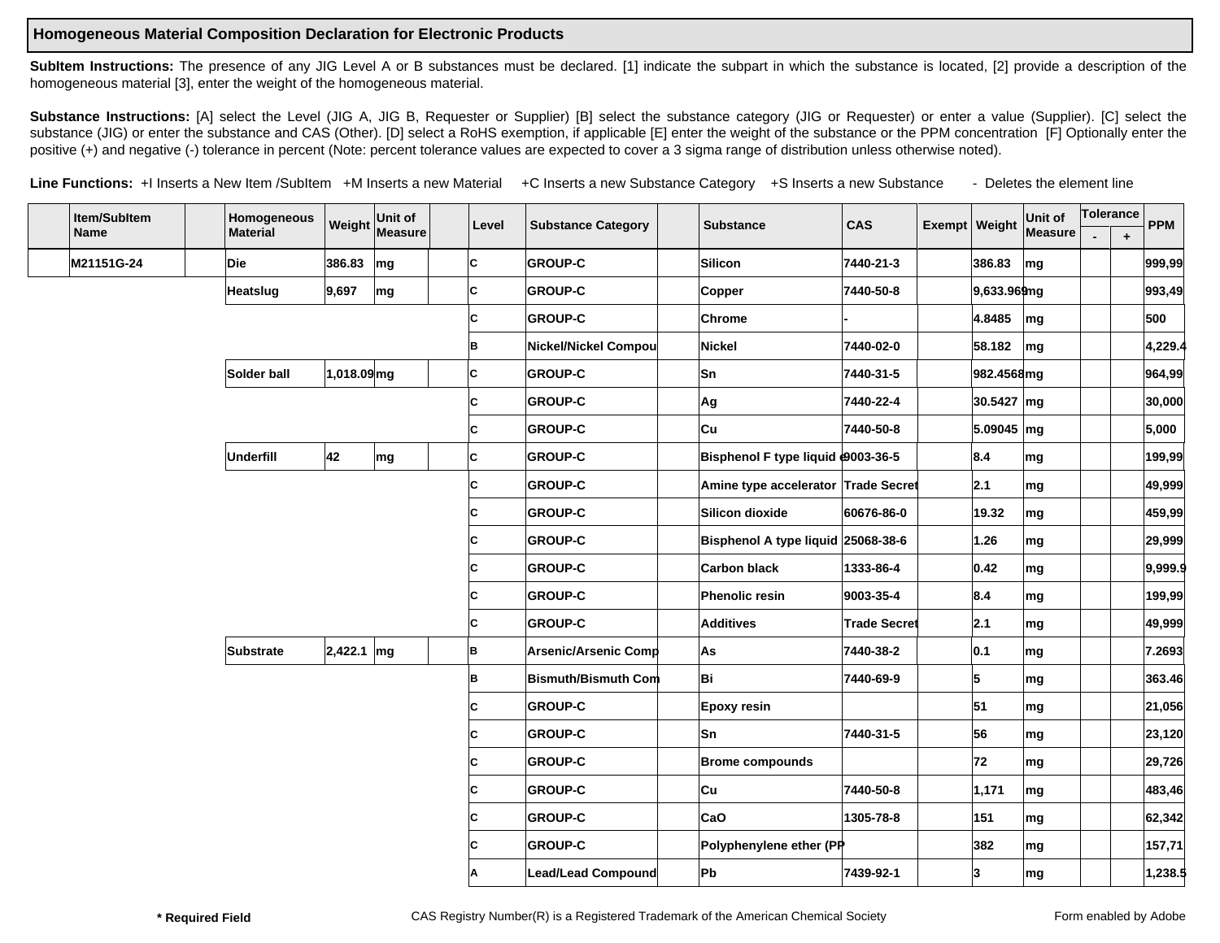## Homogeneous Material Composition Declaration for Electronic Products

**SubItem Instructions:** The presence of any JIG Level A or B substances must be declared. [1] indicate the subpart in which the substance is located, [2] provide a description of the homogeneous material [3], enter the weight of the homogeneous material.

**Substance Instructions:** [A] select the Level (JIG A, JIG B, Requester or Supplier) [B] select the substance category (JIG or Requester) or enter a value (Supplier). [C] select the substance (JIG) or enter the substance and CAS (Other). [D] select a RoHS exemption, if applicable [E] enter the weight of the substance or the PPM concentration [F] Optionally enter the positive (+) and negative (-) tolerance in percent (Note: percent tolerance values are expected to cover a 3 sigma range of distribution unless otherwise noted).

**Line Functions:** +I Inserts a New Item /SubItem +M Inserts a new Material +C Inserts a new Substance Category +S Inserts a new Substance - Deletes the element line

| | Item/SubItem Name | | Homogeneous Material | Weight | Unit of Measure | | Level | Substance Category | | Substance | CAS | Exempt | Weight | Unit of Measure | Tolerance | | PPM |
|---|---|---|---|---|---|---|---|---|---|---|---|---|---|---|---|---|---|
| | | | | | | | | | | | | | | | - | + | |
| | M21151G-24 | | Die | 386.83 | mg | | C | GROUP-C | | Silicon | 7440-21-3 | | 386.83 | mg | | | 999,99 |
| | | | Heatslug | 9,697 | mg | | C | GROUP-C | | Copper | 7440-50-8 | | 9,633.969 | mg | | | 993,49 |
| | | | | | | | C | GROUP-C | | Chrome | - | | 4.8485 | mg | | | 500 |
| | | | | | | | B | Nickel/Nickel Compou | | Nickel | 7440-02-0 | | 58.182 | mg | | | 4,229.4 |
| | | | Solder ball | 1,018.09 | mg | | C | GROUP-C | | Sn | 7440-31-5 | | 982.4568 | mg | | | 964,99 |
| | | | | | | | C | GROUP-C | | Ag | 7440-22-4 | | 30.5427 | mg | | | 30,000 |
| | | | | | | | C | GROUP-C | | Cu | 7440-50-8 | | 5.09045 | mg | | | 5,000 |
| | | | Underfill | 42 | mg | | C | GROUP-C | | Bisphenol F type liquid e | 9003-36-5 | | 8.4 | mg | | | 199,99 |
| | | | | | | | C | GROUP-C | | Amine type accelerator | Trade Secret | | 2.1 | mg | | | 49,999 |
| | | | | | | | C | GROUP-C | | Silicon dioxide | 60676-86-0 | | 19.32 | mg | | | 459,99 |
| | | | | | | | C | GROUP-C | | Bisphenol A type liquid | 25068-38-6 | | 1.26 | mg | | | 29,999 |
| | | | | | | | C | GROUP-C | | Carbon black | 1333-86-4 | | 0.42 | mg | | | 9,999.9 |
| | | | | | | | C | GROUP-C | | Phenolic resin | 9003-35-4 | | 8.4 | mg | | | 199,99 |
| | | | | | | | C | GROUP-C | | Additives | Trade Secret | | 2.1 | mg | | | 49,999 |
| | | | Substrate | 2,422.1 | mg | | B | Arsenic/Arsenic Comp | | As | 7440-38-2 | | 0.1 | mg | | | 7.2693 |
| | | | | | | | B | Bismuth/Bismuth Com | | Bi | 7440-69-9 | | 5 | mg | | | 363.46 |
| | | | | | | | C | GROUP-C | | Epoxy resin | | | 51 | mg | | | 21,056 |
| | | | | | | | C | GROUP-C | | Sn | 7440-31-5 | | 56 | mg | | | 23,120 |
| | | | | | | | C | GROUP-C | | Brome compounds | | | 72 | mg | | | 29,726 |
| | | | | | | | C | GROUP-C | | Cu | 7440-50-8 | | 1,171 | mg | | | 483,46 |
| | | | | | | | C | GROUP-C | | CaO | 1305-78-8 | | 151 | mg | | | 62,342 |
| | | | | | | | C | GROUP-C | | Polyphenylene ether (PP | | | 382 | mg | | | 157,71 |
| | | | | | | | A | Lead/Lead Compound | | Pb | 7439-92-1 | | 3 | mg | | | 1,238.5 |

\* Required Field

CAS Registry Number(R) is a Registered Trademark of the American Chemical Society

Form enabled by Adobe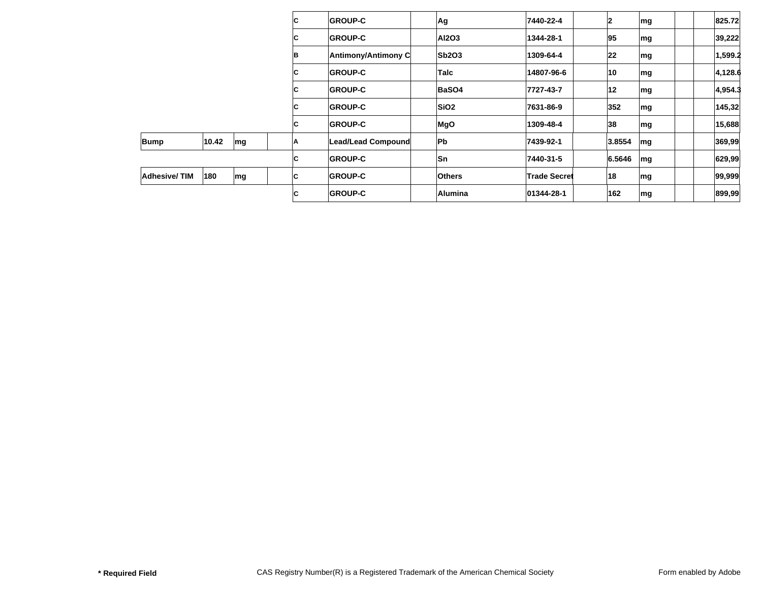| | | | | | | | | | | | | | | |
|---|---|---|---|---|---|---|---|---|---|---|---|---|---|---|
| | | | | C | GROUP-C | | Ag | 7440-22-4 | | 2 | mg | | | 825.72 |
| | | | | C | GROUP-C | | Al2O3 | 1344-28-1 | | 95 | mg | | | 39,222 |
| | | | | B | Antimony/Antimony C | | Sb2O3 | 1309-64-4 | | 22 | mg | | | 1,599.2 |
| | | | | C | GROUP-C | | Talc | 14807-96-6 | | 10 | mg | | | 4,128.6 |
| | | | | C | GROUP-C | | BaSO4 | 7727-43-7 | | 12 | mg | | | 4,954.3 |
| | | | | C | GROUP-C | | SiO2 | 7631-86-9 | | 352 | mg | | | 145,32 |
| | | | | C | GROUP-C | | MgO | 1309-48-4 | | 38 | mg | | | 15,688 |
| Bump | 10.42 | mg | | A | Lead/Lead Compound | | Pb | 7439-92-1 | | 3.8554 | mg | | | 369,99 |
| | | | | C | GROUP-C | | Sn | 7440-31-5 | | 6.5646 | mg | | | 629,99 |
| Adhesive/ TIM | 180 | mg | | C | GROUP-C | | Others | Trade Secret | | 18 | mg | | | 99,999 |
| | | | | C | GROUP-C | | Alumina | 01344-28-1 | | 162 | mg | | | 899,99 |

**\* Required Field**

CAS Registry Number(R) is a Registered Trademark of the American Chemical Society

Form enabled by Adobe